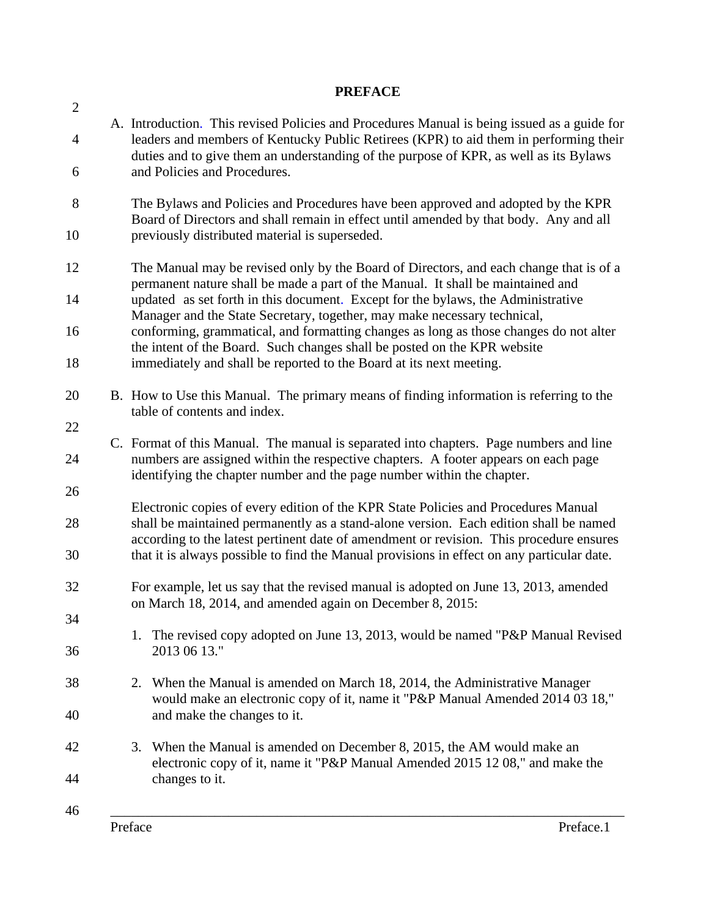# PREFACE

A. Introduction. This revised Policies and Procedures Manual is being issued as a guide for leaders and members of Kentucky Public Retirees (KPR) to aid them in performing their duties and to give them an understanding of the purpose of KPR, as well as its Bylaws and Policies and Procedures.

   The Bylaws and Policies and Procedures have been approved and adopted by the KPR Board of Directors and shall remain in effect until amended by that body. Any and all previously distributed material is superseded.

   The Manual may be revised only by the Board of Directors, and each change that is of a permanent nature shall be made a part of the Manual. It shall be maintained and updated as set forth in this document. Except for the bylaws, the Administrative Manager and the State Secretary, together, may make necessary technical, conforming, grammatical, and formatting changes as long as those changes do not alter the intent of the Board. Such changes shall be posted on the KPR website immediately and shall be reported to the Board at its next meeting.

B. How to Use this Manual. The primary means of finding information is referring to the table of contents and index.

C. Format of this Manual. The manual is separated into chapters. Page numbers and line numbers are assigned within the respective chapters. A footer appears on each page identifying the chapter number and the page number within the chapter.

   Electronic copies of every edition of the KPR State Policies and Procedures Manual shall be maintained permanently as a stand-alone version. Each edition shall be named according to the latest pertinent date of amendment or revision. This procedure ensures that it is always possible to find the Manual provisions in effect on any particular date.

   For example, let us say that the revised manual is adopted on June 13, 2013, amended on March 18, 2014, and amended again on December 8, 2015:

   1. The revised copy adopted on June 13, 2013, would be named "P&P Manual Revised 2013 06 13."

   2. When the Manual is amended on March 18, 2014, the Administrative Manager would make an electronic copy of it, name it "P&P Manual Amended 2014 03 18," and make the changes to it.

   3. When the Manual is amended on December 8, 2015, the AM would make an electronic copy of it, name it "P&P Manual Amended 2015 12 08," and make the changes to it.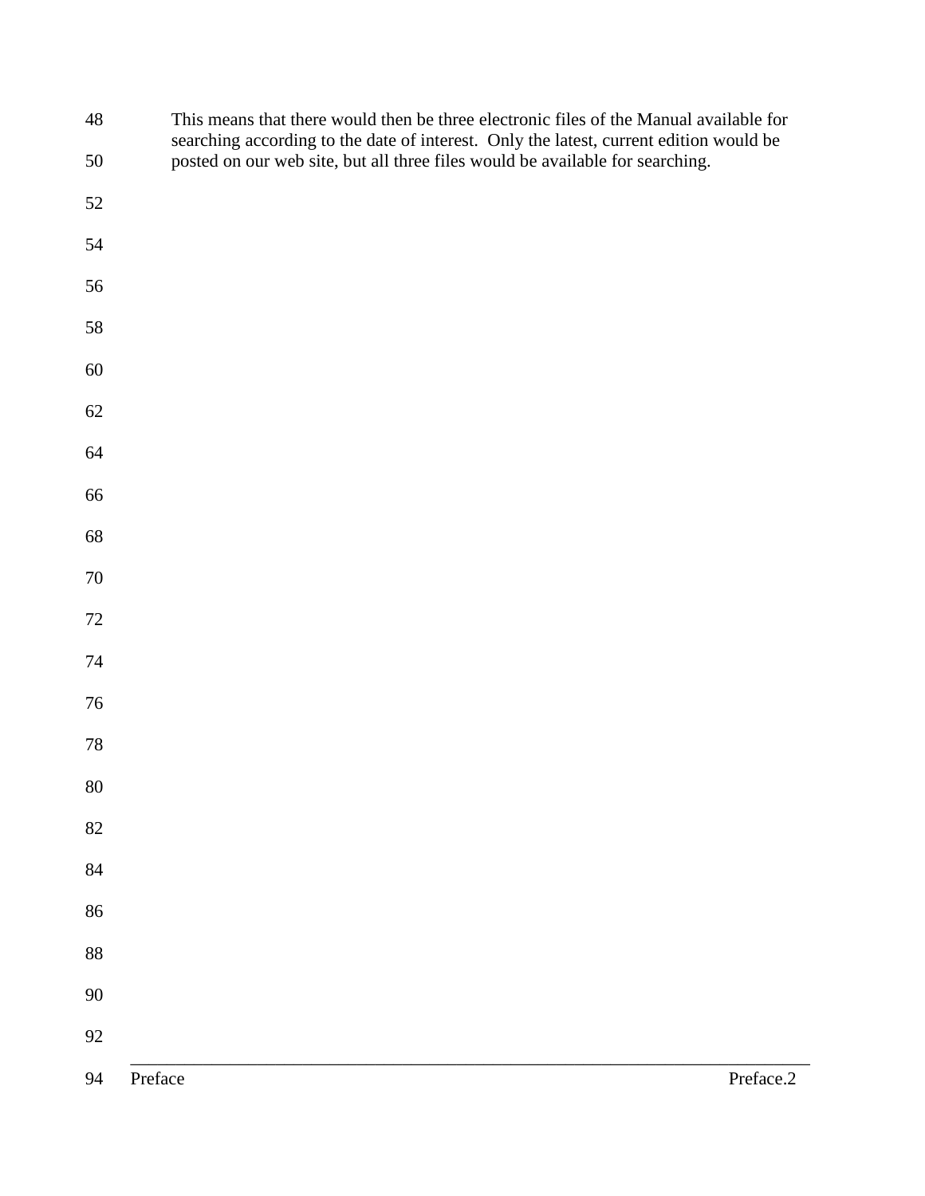This means that there would then be three electronic files of the Manual available for searching according to the date of interest. Only the latest, current edition would be posted on our web site, but all three files would be available for searching.